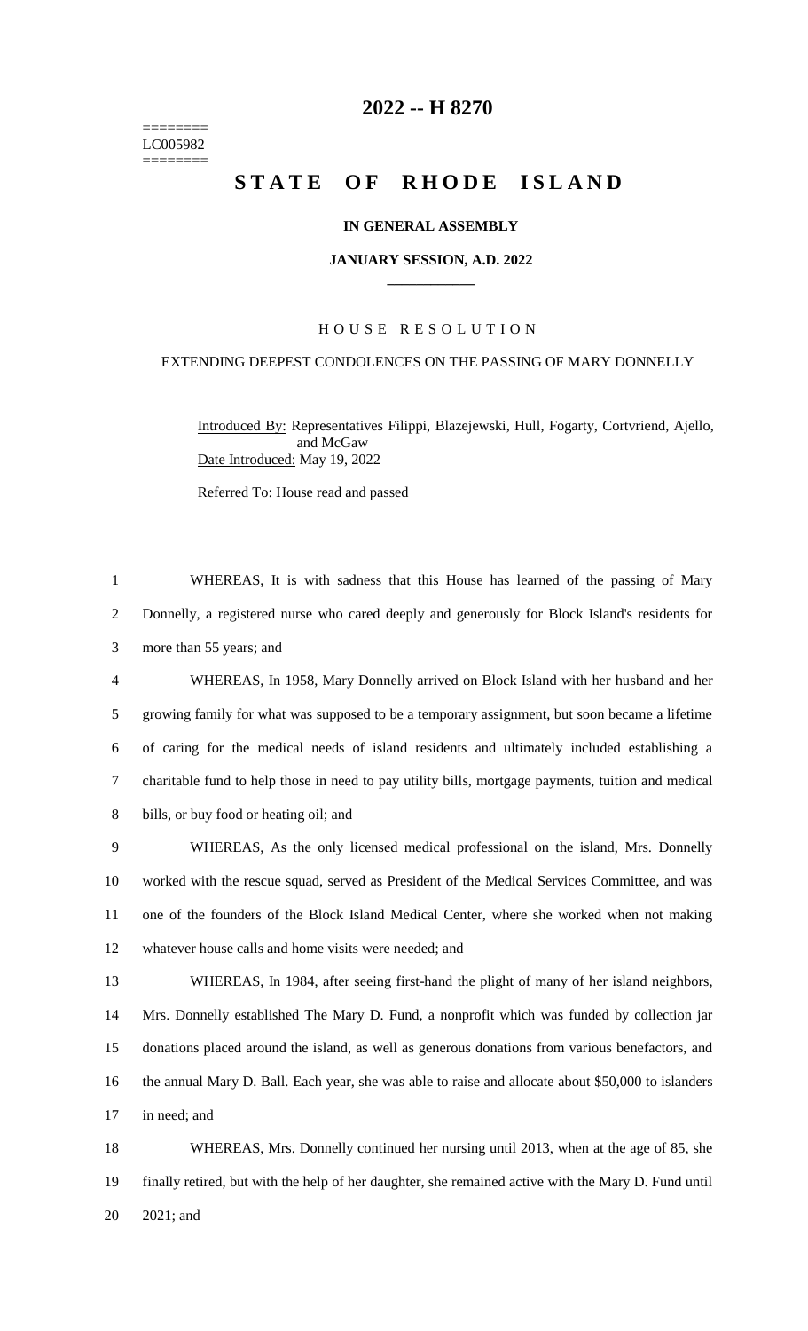========
LC005982
========

# 2022 -- H 8270

# STATE OF RHODE ISLAND

**IN GENERAL ASSEMBLY**

**JANUARY SESSION, A.D. 2022**

____________

## HOUSE RESOLUTION

EXTENDING DEEPEST CONDOLENCES ON THE PASSING OF MARY DONNELLY

Introduced By: Representatives Filippi, Blazejewski, Hull, Fogarty, Cortvriend, Ajello, and McGaw

Date Introduced: May 19, 2022

Referred To: House read and passed

1 WHEREAS, It is with sadness that this House has learned of the passing of Mary
2 Donnelly, a registered nurse who cared deeply and generously for Block Island's residents for
3 more than 55 years; and

4 WHEREAS, In 1958, Mary Donnelly arrived on Block Island with her husband and her
5 growing family for what was supposed to be a temporary assignment, but soon became a lifetime
6 of caring for the medical needs of island residents and ultimately included establishing a
7 charitable fund to help those in need to pay utility bills, mortgage payments, tuition and medical
8 bills, or buy food or heating oil; and

9 WHEREAS, As the only licensed medical professional on the island, Mrs. Donnelly
10 worked with the rescue squad, served as President of the Medical Services Committee, and was
11 one of the founders of the Block Island Medical Center, where she worked when not making
12 whatever house calls and home visits were needed; and

13 WHEREAS, In 1984, after seeing first-hand the plight of many of her island neighbors,
14 Mrs. Donnelly established The Mary D. Fund, a nonprofit which was funded by collection jar
15 donations placed around the island, as well as generous donations from various benefactors, and
16 the annual Mary D. Ball. Each year, she was able to raise and allocate about $50,000 to islanders
17 in need; and

18 WHEREAS, Mrs. Donnelly continued her nursing until 2013, when at the age of 85, she
19 finally retired, but with the help of her daughter, she remained active with the Mary D. Fund until
20 2021; and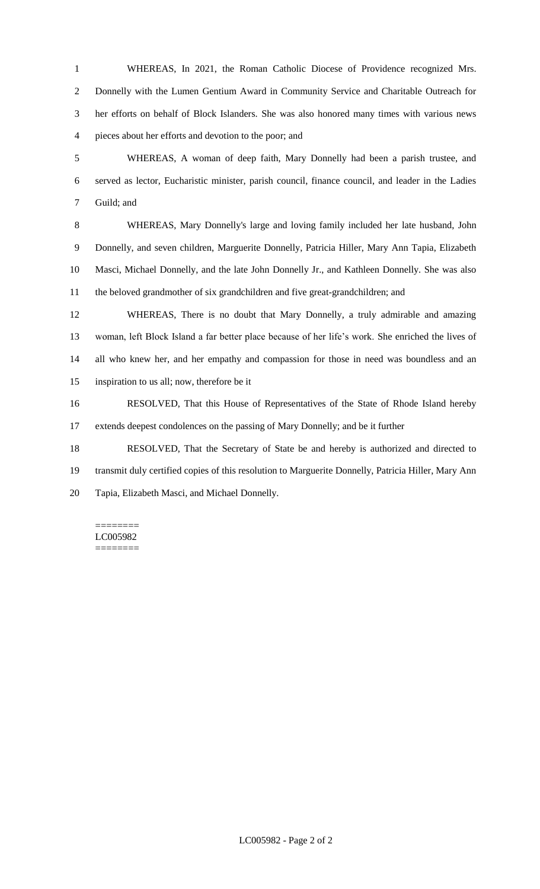WHEREAS, In 2021, the Roman Catholic Diocese of Providence recognized Mrs. Donnelly with the Lumen Gentium Award in Community Service and Charitable Outreach for her efforts on behalf of Block Islanders. She was also honored many times with various news pieces about her efforts and devotion to the poor; and

WHEREAS, A woman of deep faith, Mary Donnelly had been a parish trustee, and served as lector, Eucharistic minister, parish council, finance council, and leader in the Ladies Guild; and

WHEREAS, Mary Donnelly's large and loving family included her late husband, John Donnelly, and seven children, Marguerite Donnelly, Patricia Hiller, Mary Ann Tapia, Elizabeth Masci, Michael Donnelly, and the late John Donnelly Jr., and Kathleen Donnelly. She was also the beloved grandmother of six grandchildren and five great-grandchildren; and

WHEREAS, There is no doubt that Mary Donnelly, a truly admirable and amazing woman, left Block Island a far better place because of her life's work. She enriched the lives of all who knew her, and her empathy and compassion for those in need was boundless and an inspiration to us all; now, therefore be it

RESOLVED, That this House of Representatives of the State of Rhode Island hereby extends deepest condolences on the passing of Mary Donnelly; and be it further

RESOLVED, That the Secretary of State be and hereby is authorized and directed to transmit duly certified copies of this resolution to Marguerite Donnelly, Patricia Hiller, Mary Ann Tapia, Elizabeth Masci, and Michael Donnelly.

========
LC005982
========